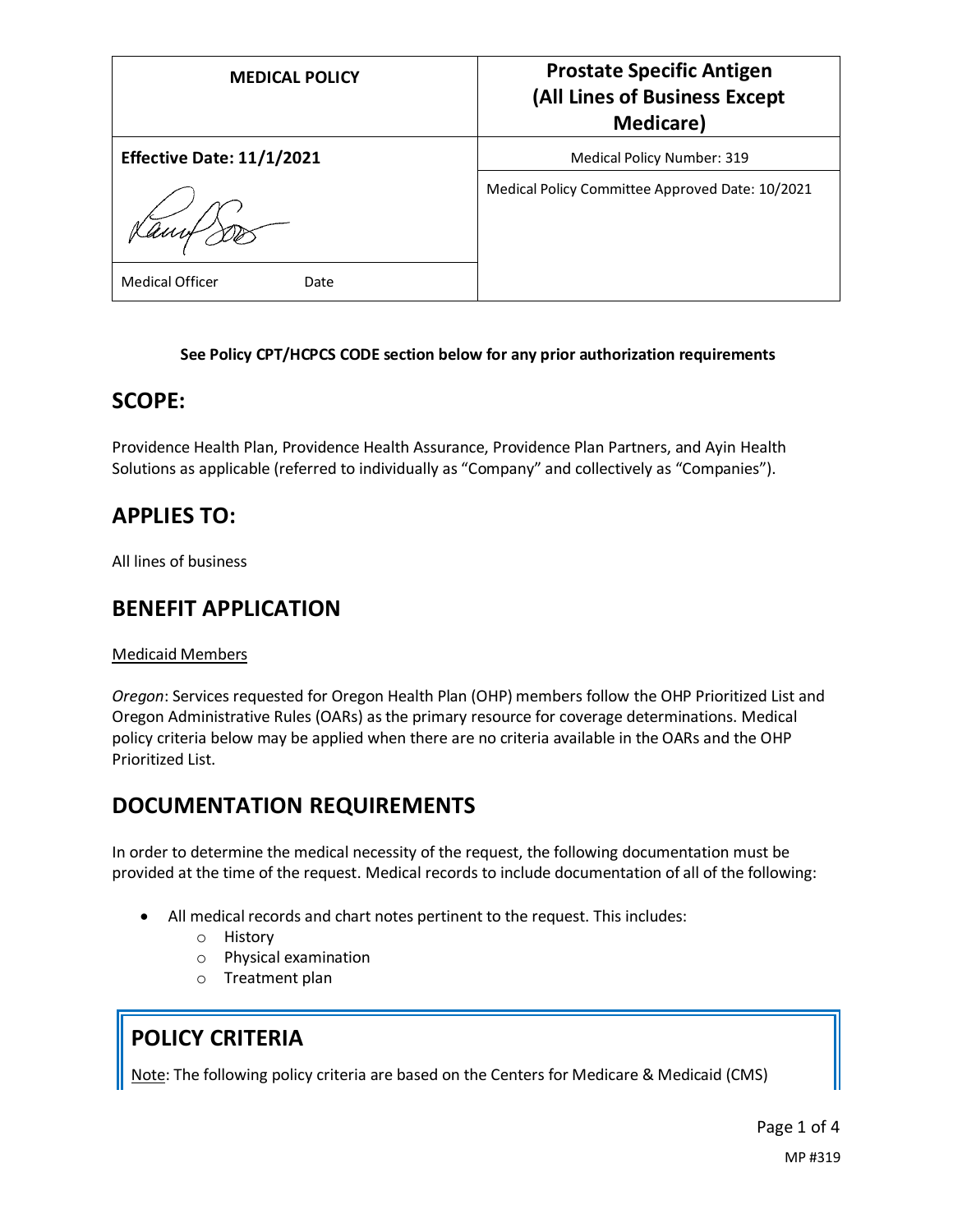| MEDICAL POLICY | Prostate Specific Antigen (All Lines of Business Except Medicare) |
|---|---|
| **Effective Date: 11/1/2021** | Medical Policy Number: 319 |
| Medical Officer Date | Medical Policy Committee Approved Date: 10/2021 |

**See Policy CPT/HCPCS CODE section below for any prior authorization requirements**

## SCOPE:

Providence Health Plan, Providence Health Assurance, Providence Plan Partners, and Ayin Health Solutions as applicable (referred to individually as "Company" and collectively as "Companies").

## APPLIES TO:

All lines of business

## BENEFIT APPLICATION

Medicaid Members

*Oregon*: Services requested for Oregon Health Plan (OHP) members follow the OHP Prioritized List and Oregon Administrative Rules (OARs) as the primary resource for coverage determinations. Medical policy criteria below may be applied when there are no criteria available in the OARs and the OHP Prioritized List.

## DOCUMENTATION REQUIREMENTS

In order to determine the medical necessity of the request, the following documentation must be provided at the time of the request. Medical records to include documentation of all of the following:

- All medical records and chart notes pertinent to the request. This includes:
  - History
  - Physical examination
  - Treatment plan

## POLICY CRITERIA

Note: The following policy criteria are based on the Centers for Medicare & Medicaid (CMS)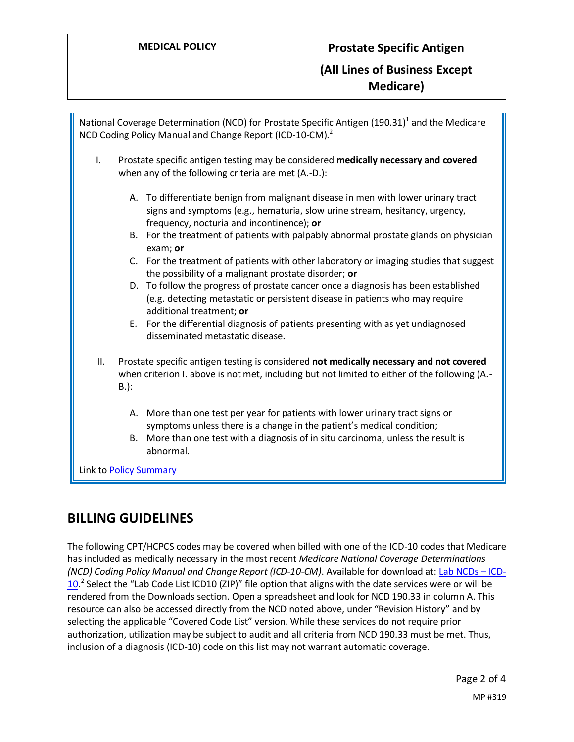National Coverage Determination (NCD) for Prostate Specific Antigen (190.31)[1] and the Medicare NCD Coding Policy Manual and Change Report (ICD-10-CM).[2]

I. Prostate specific antigen testing may be considered **medically necessary and covered** when any of the following criteria are met (A.-D.):

   A. To differentiate benign from malignant disease in men with lower urinary tract signs and symptoms (e.g., hematuria, slow urine stream, hesitancy, urgency, frequency, nocturia and incontinence); **or**
   B. For the treatment of patients with palpably abnormal prostate glands on physician exam; **or**
   C. For the treatment of patients with other laboratory or imaging studies that suggest the possibility of a malignant prostate disorder; **or**
   D. To follow the progress of prostate cancer once a diagnosis has been established (e.g. detecting metastatic or persistent disease in patients who may require additional treatment; **or**
   E. For the differential diagnosis of patients presenting with as yet undiagnosed disseminated metastatic disease.

II. Prostate specific antigen testing is considered **not medically necessary and not covered** when criterion I. above is not met, including but not limited to either of the following (A.-B.):

   A. More than one test per year for patients with lower urinary tract signs or symptoms unless there is a change in the patient's medical condition;
   B. More than one test with a diagnosis of in situ carcinoma, unless the result is abnormal.

Link to Policy Summary

## BILLING GUIDELINES

The following CPT/HCPCS codes may be covered when billed with one of the ICD-10 codes that Medicare has included as medically necessary in the most recent *Medicare National Coverage Determinations (NCD) Coding Policy Manual and Change Report (ICD-10-CM)*. Available for download at: Lab NCDs – ICD-10.[2] Select the "Lab Code List ICD10 (ZIP)" file option that aligns with the date services were or will be rendered from the Downloads section. Open a spreadsheet and look for NCD 190.33 in column A. This resource can also be accessed directly from the NCD noted above, under "Revision History" and by selecting the applicable "Covered Code List" version. While these services do not require prior authorization, utilization may be subject to audit and all criteria from NCD 190.33 must be met. Thus, inclusion of a diagnosis (ICD-10) code on this list may not warrant automatic coverage.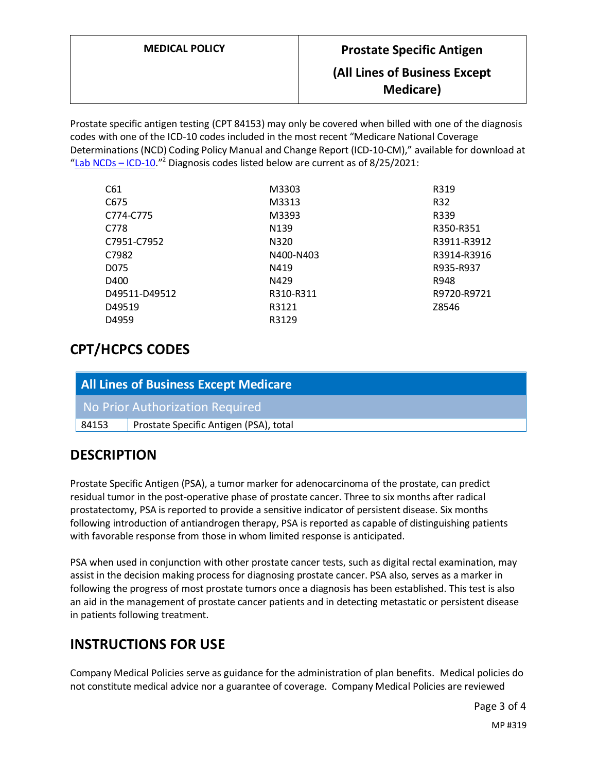Prostate specific antigen testing (CPT 84153) may only be covered when billed with one of the diagnosis codes with one of the ICD-10 codes included in the most recent "Medicare National Coverage Determinations (NCD) Coding Policy Manual and Change Report (ICD-10-CM)," available for download at "Lab NCDs – ICD-10."[2] Diagnosis codes listed below are current as of 8/25/2021:

| | | |
|---|---|---|
| C61 | M3303 | R319 |
| C675 | M3313 | R32 |
| C774-C775 | M3393 | R339 |
| C778 | N139 | R350-R351 |
| C7951-C7952 | N320 | R3911-R3912 |
| C7982 | N400-N403 | R3914-R3916 |
| D075 | N419 | R935-R937 |
| D400 | N429 | R948 |
| D49511-D49512 | R310-R311 | R9720-R9721 |
| D49519 | R3121 | Z8546 |
| D4959 | R3129 | |

## CPT/HCPCS CODES

| All Lines of Business Except Medicare | |
|---|---|
| No Prior Authorization Required | |
| 84153 | Prostate Specific Antigen (PSA), total |

## DESCRIPTION

Prostate Specific Antigen (PSA), a tumor marker for adenocarcinoma of the prostate, can predict residual tumor in the post-operative phase of prostate cancer. Three to six months after radical prostatectomy, PSA is reported to provide a sensitive indicator of persistent disease. Six months following introduction of antiandrogen therapy, PSA is reported as capable of distinguishing patients with favorable response from those in whom limited response is anticipated.

PSA when used in conjunction with other prostate cancer tests, such as digital rectal examination, may assist in the decision making process for diagnosing prostate cancer. PSA also, serves as a marker in following the progress of most prostate tumors once a diagnosis has been established. This test is also an aid in the management of prostate cancer patients and in detecting metastatic or persistent disease in patients following treatment.

## INSTRUCTIONS FOR USE

Company Medical Policies serve as guidance for the administration of plan benefits. Medical policies do not constitute medical advice nor a guarantee of coverage. Company Medical Policies are reviewed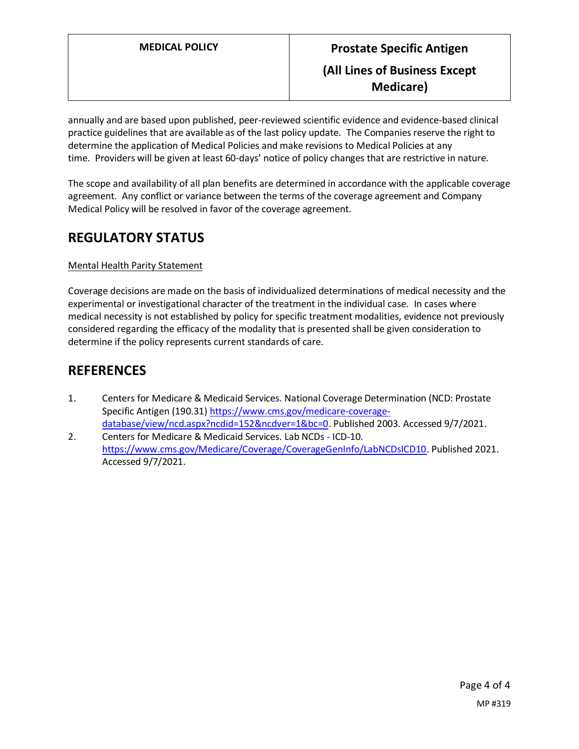annually and are based upon published, peer-reviewed scientific evidence and evidence-based clinical practice guidelines that are available as of the last policy update. The Companies reserve the right to determine the application of Medical Policies and make revisions to Medical Policies at any time. Providers will be given at least 60-days' notice of policy changes that are restrictive in nature.

The scope and availability of all plan benefits are determined in accordance with the applicable coverage agreement. Any conflict or variance between the terms of the coverage agreement and Company Medical Policy will be resolved in favor of the coverage agreement.

## REGULATORY STATUS

Mental Health Parity Statement

Coverage decisions are made on the basis of individualized determinations of medical necessity and the experimental or investigational character of the treatment in the individual case. In cases where medical necessity is not established by policy for specific treatment modalities, evidence not previously considered regarding the efficacy of the modality that is presented shall be given consideration to determine if the policy represents current standards of care.

## REFERENCES

1. Centers for Medicare & Medicaid Services. National Coverage Determination (NCD: Prostate Specific Antigen (190.31) https://www.cms.gov/medicare-coverage-database/view/ncd.aspx?ncdid=152&ncdver=1&bc=0. Published 2003. Accessed 9/7/2021.
2. Centers for Medicare & Medicaid Services. Lab NCDs - ICD-10. https://www.cms.gov/Medicare/Coverage/CoverageGenInfo/LabNCDsICD10. Published 2021. Accessed 9/7/2021.